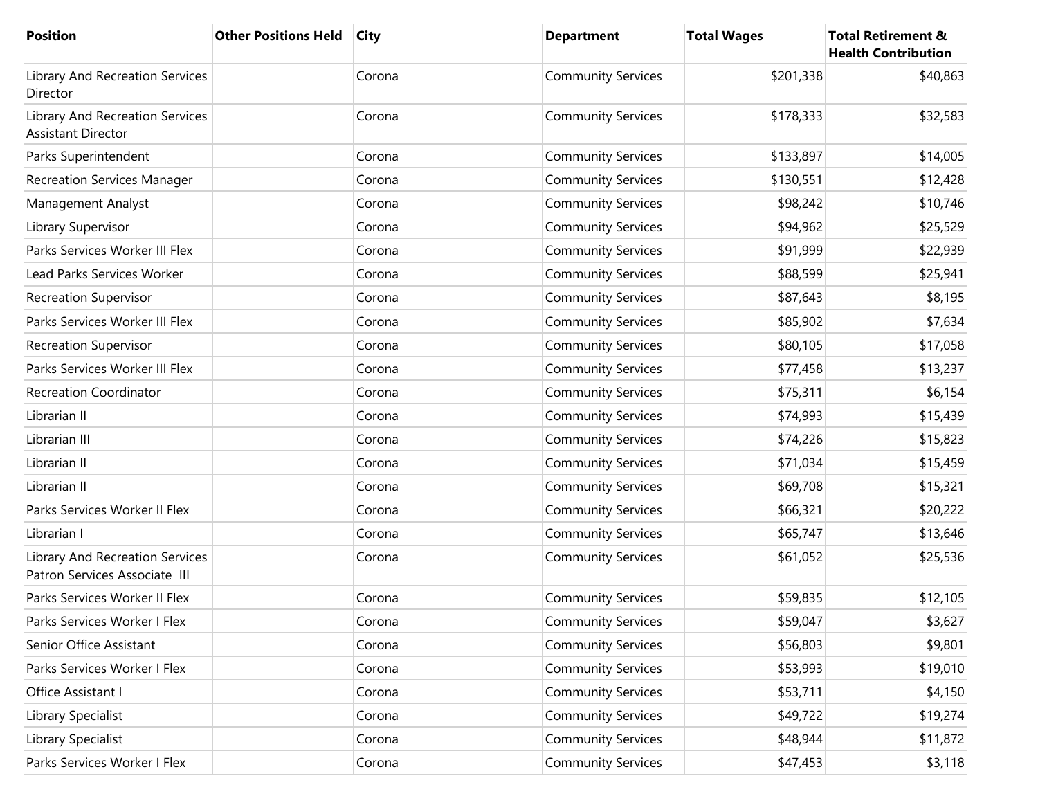| Position | Other Positions Held | City | Department | Total Wages | Total Retirement & Health Contribution |
|---|---|---|---|---|---|
| Library And Recreation Services Director | | Corona | Community Services | $201,338 | $40,863 |
| Library And Recreation Services Assistant Director | | Corona | Community Services | $178,333 | $32,583 |
| Parks Superintendent | | Corona | Community Services | $133,897 | $14,005 |
| Recreation Services Manager | | Corona | Community Services | $130,551 | $12,428 |
| Management Analyst | | Corona | Community Services | $98,242 | $10,746 |
| Library Supervisor | | Corona | Community Services | $94,962 | $25,529 |
| Parks Services Worker III Flex | | Corona | Community Services | $91,999 | $22,939 |
| Lead Parks Services Worker | | Corona | Community Services | $88,599 | $25,941 |
| Recreation Supervisor | | Corona | Community Services | $87,643 | $8,195 |
| Parks Services Worker III Flex | | Corona | Community Services | $85,902 | $7,634 |
| Recreation Supervisor | | Corona | Community Services | $80,105 | $17,058 |
| Parks Services Worker III Flex | | Corona | Community Services | $77,458 | $13,237 |
| Recreation Coordinator | | Corona | Community Services | $75,311 | $6,154 |
| Librarian II | | Corona | Community Services | $74,993 | $15,439 |
| Librarian III | | Corona | Community Services | $74,226 | $15,823 |
| Librarian II | | Corona | Community Services | $71,034 | $15,459 |
| Librarian II | | Corona | Community Services | $69,708 | $15,321 |
| Parks Services Worker II Flex | | Corona | Community Services | $66,321 | $20,222 |
| Librarian I | | Corona | Community Services | $65,747 | $13,646 |
| Library And Recreation Services Patron Services Associate III | | Corona | Community Services | $61,052 | $25,536 |
| Parks Services Worker II Flex | | Corona | Community Services | $59,835 | $12,105 |
| Parks Services Worker I Flex | | Corona | Community Services | $59,047 | $3,627 |
| Senior Office Assistant | | Corona | Community Services | $56,803 | $9,801 |
| Parks Services Worker I Flex | | Corona | Community Services | $53,993 | $19,010 |
| Office Assistant I | | Corona | Community Services | $53,711 | $4,150 |
| Library Specialist | | Corona | Community Services | $49,722 | $19,274 |
| Library Specialist | | Corona | Community Services | $48,944 | $11,872 |
| Parks Services Worker I Flex | | Corona | Community Services | $47,453 | $3,118 |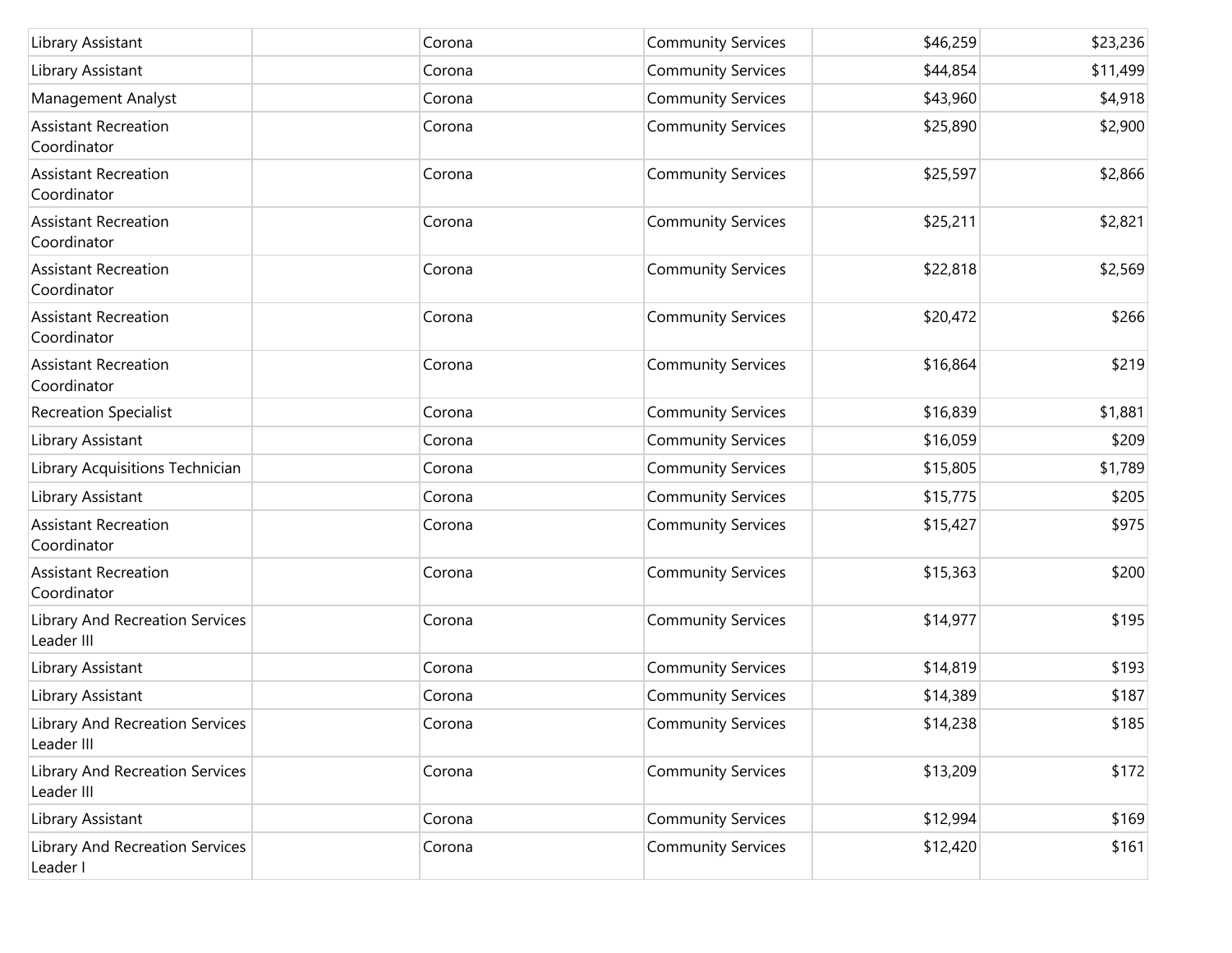| | | | | | |
|---|---|---|---|---|---|
| Library Assistant | | Corona | Community Services | $46,259 | $23,236 |
| Library Assistant | | Corona | Community Services | $44,854 | $11,499 |
| Management Analyst | | Corona | Community Services | $43,960 | $4,918 |
| Assistant Recreation Coordinator | | Corona | Community Services | $25,890 | $2,900 |
| Assistant Recreation Coordinator | | Corona | Community Services | $25,597 | $2,866 |
| Assistant Recreation Coordinator | | Corona | Community Services | $25,211 | $2,821 |
| Assistant Recreation Coordinator | | Corona | Community Services | $22,818 | $2,569 |
| Assistant Recreation Coordinator | | Corona | Community Services | $20,472 | $266 |
| Assistant Recreation Coordinator | | Corona | Community Services | $16,864 | $219 |
| Recreation Specialist | | Corona | Community Services | $16,839 | $1,881 |
| Library Assistant | | Corona | Community Services | $16,059 | $209 |
| Library Acquisitions Technician | | Corona | Community Services | $15,805 | $1,789 |
| Library Assistant | | Corona | Community Services | $15,775 | $205 |
| Assistant Recreation Coordinator | | Corona | Community Services | $15,427 | $975 |
| Assistant Recreation Coordinator | | Corona | Community Services | $15,363 | $200 |
| Library And Recreation Services Leader III | | Corona | Community Services | $14,977 | $195 |
| Library Assistant | | Corona | Community Services | $14,819 | $193 |
| Library Assistant | | Corona | Community Services | $14,389 | $187 |
| Library And Recreation Services Leader III | | Corona | Community Services | $14,238 | $185 |
| Library And Recreation Services Leader III | | Corona | Community Services | $13,209 | $172 |
| Library Assistant | | Corona | Community Services | $12,994 | $169 |
| Library And Recreation Services Leader I | | Corona | Community Services | $12,420 | $161 |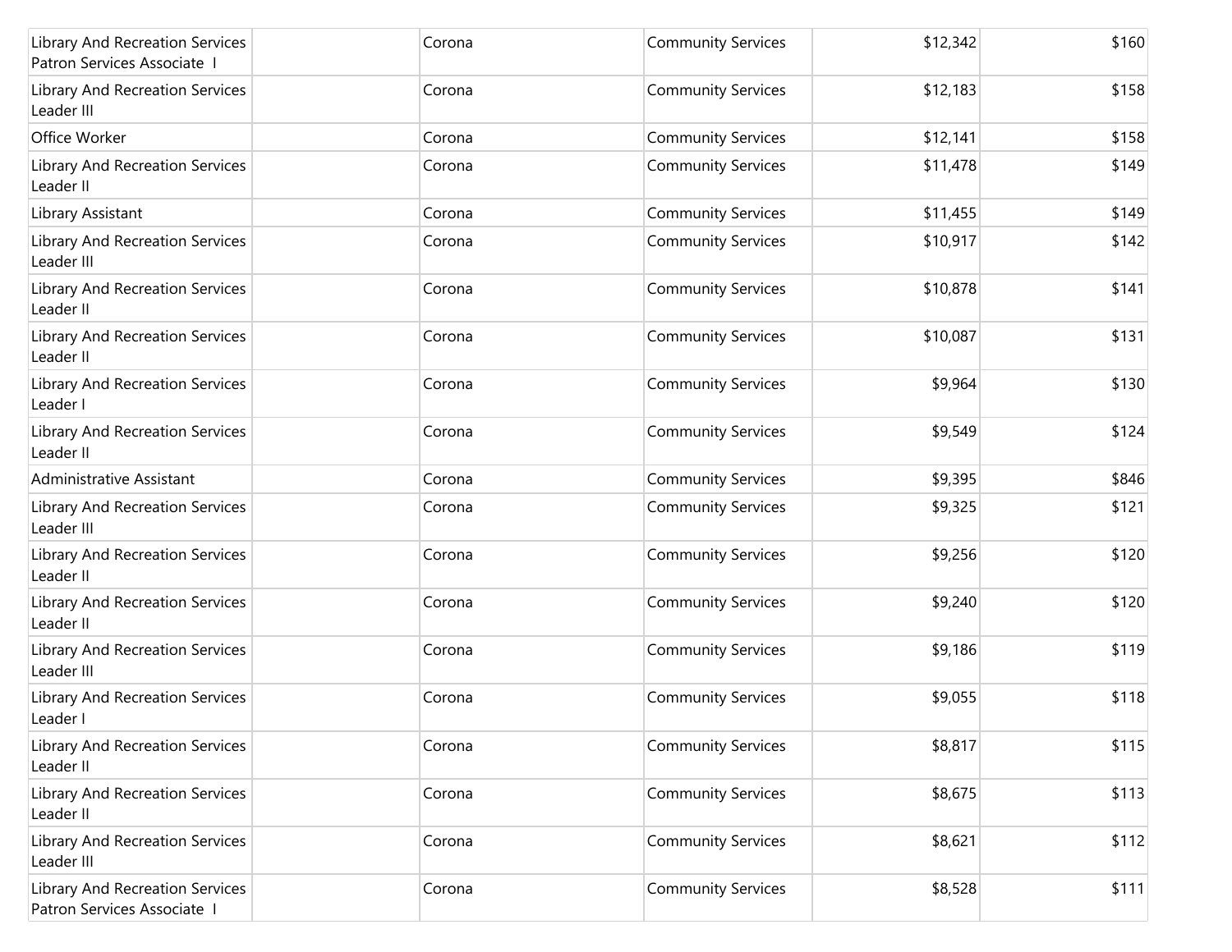| | | | | | |
|---|---|---|---|---|---|
| Library And Recreation Services Patron Services Associate I | | Corona | Community Services | $12,342 | $160 |
| Library And Recreation Services Leader III | | Corona | Community Services | $12,183 | $158 |
| Office Worker | | Corona | Community Services | $12,141 | $158 |
| Library And Recreation Services Leader II | | Corona | Community Services | $11,478 | $149 |
| Library Assistant | | Corona | Community Services | $11,455 | $149 |
| Library And Recreation Services Leader III | | Corona | Community Services | $10,917 | $142 |
| Library And Recreation Services Leader II | | Corona | Community Services | $10,878 | $141 |
| Library And Recreation Services Leader II | | Corona | Community Services | $10,087 | $131 |
| Library And Recreation Services Leader I | | Corona | Community Services | $9,964 | $130 |
| Library And Recreation Services Leader II | | Corona | Community Services | $9,549 | $124 |
| Administrative Assistant | | Corona | Community Services | $9,395 | $846 |
| Library And Recreation Services Leader III | | Corona | Community Services | $9,325 | $121 |
| Library And Recreation Services Leader II | | Corona | Community Services | $9,256 | $120 |
| Library And Recreation Services Leader II | | Corona | Community Services | $9,240 | $120 |
| Library And Recreation Services Leader III | | Corona | Community Services | $9,186 | $119 |
| Library And Recreation Services Leader I | | Corona | Community Services | $9,055 | $118 |
| Library And Recreation Services Leader II | | Corona | Community Services | $8,817 | $115 |
| Library And Recreation Services Leader II | | Corona | Community Services | $8,675 | $113 |
| Library And Recreation Services Leader III | | Corona | Community Services | $8,621 | $112 |
| Library And Recreation Services Patron Services Associate I | | Corona | Community Services | $8,528 | $111 |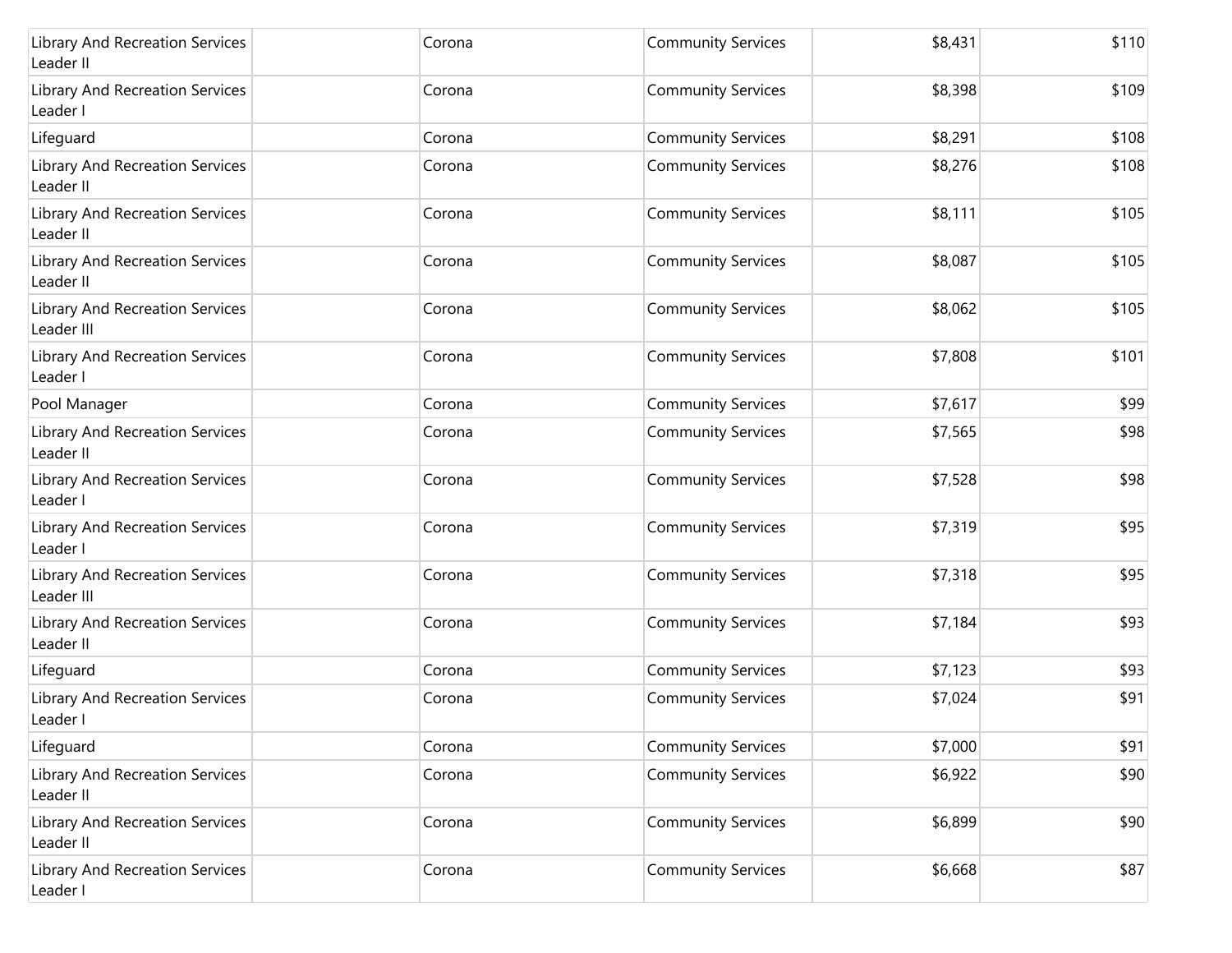| | | | | | |
|---|---|---|---|---|---|
| Library And Recreation Services Leader II | | Corona | Community Services | $8,431 | $110 |
| Library And Recreation Services Leader I | | Corona | Community Services | $8,398 | $109 |
| Lifeguard | | Corona | Community Services | $8,291 | $108 |
| Library And Recreation Services Leader II | | Corona | Community Services | $8,276 | $108 |
| Library And Recreation Services Leader II | | Corona | Community Services | $8,111 | $105 |
| Library And Recreation Services Leader II | | Corona | Community Services | $8,087 | $105 |
| Library And Recreation Services Leader III | | Corona | Community Services | $8,062 | $105 |
| Library And Recreation Services Leader I | | Corona | Community Services | $7,808 | $101 |
| Pool Manager | | Corona | Community Services | $7,617 | $99 |
| Library And Recreation Services Leader II | | Corona | Community Services | $7,565 | $98 |
| Library And Recreation Services Leader I | | Corona | Community Services | $7,528 | $98 |
| Library And Recreation Services Leader I | | Corona | Community Services | $7,319 | $95 |
| Library And Recreation Services Leader III | | Corona | Community Services | $7,318 | $95 |
| Library And Recreation Services Leader II | | Corona | Community Services | $7,184 | $93 |
| Lifeguard | | Corona | Community Services | $7,123 | $93 |
| Library And Recreation Services Leader I | | Corona | Community Services | $7,024 | $91 |
| Lifeguard | | Corona | Community Services | $7,000 | $91 |
| Library And Recreation Services Leader II | | Corona | Community Services | $6,922 | $90 |
| Library And Recreation Services Leader II | | Corona | Community Services | $6,899 | $90 |
| Library And Recreation Services Leader I | | Corona | Community Services | $6,668 | $87 |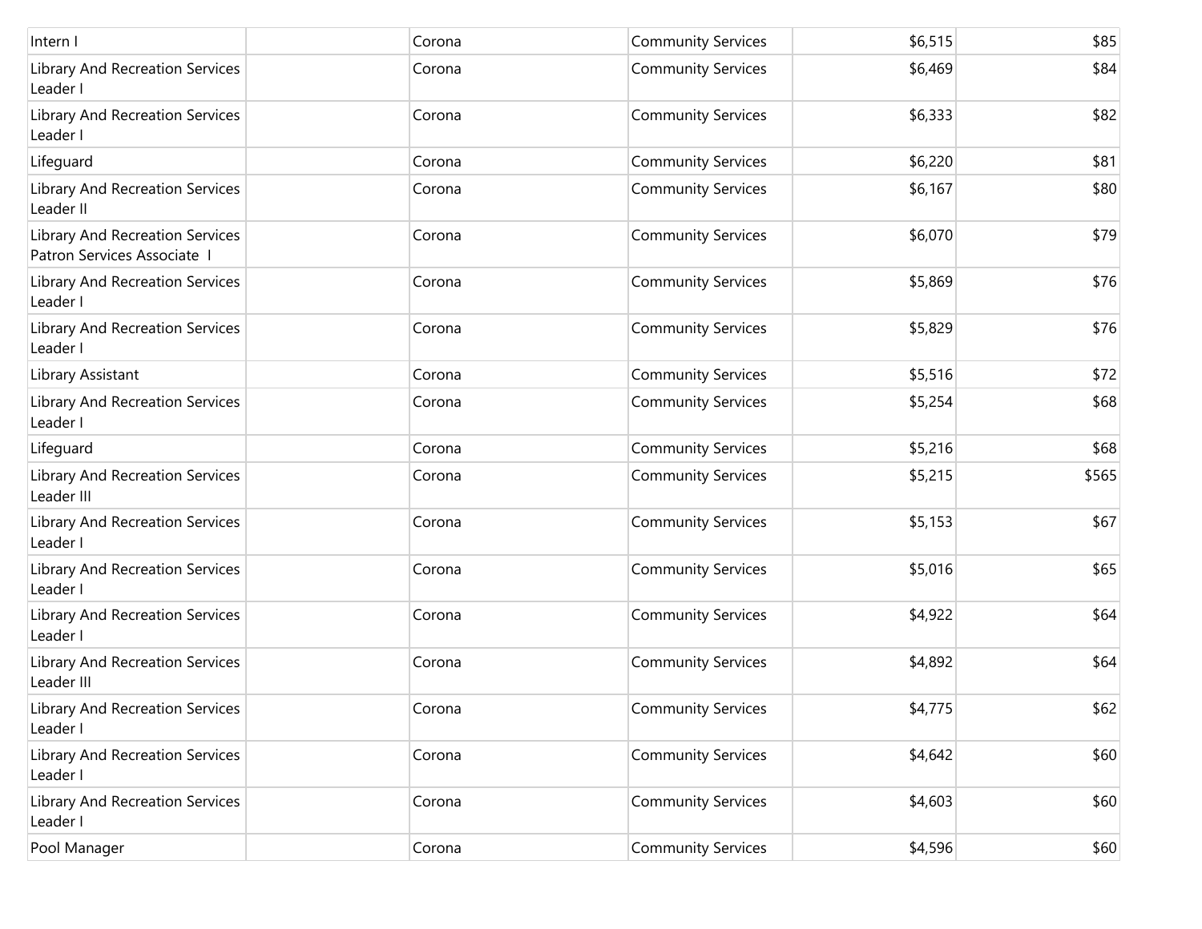| | | | | | |
|---|---|---|---|---|---|
| Intern I | | Corona | Community Services | $6,515 | $85 |
| Library And Recreation Services Leader I | | Corona | Community Services | $6,469 | $84 |
| Library And Recreation Services Leader I | | Corona | Community Services | $6,333 | $82 |
| Lifeguard | | Corona | Community Services | $6,220 | $81 |
| Library And Recreation Services Leader II | | Corona | Community Services | $6,167 | $80 |
| Library And Recreation Services Patron Services Associate I | | Corona | Community Services | $6,070 | $79 |
| Library And Recreation Services Leader I | | Corona | Community Services | $5,869 | $76 |
| Library And Recreation Services Leader I | | Corona | Community Services | $5,829 | $76 |
| Library Assistant | | Corona | Community Services | $5,516 | $72 |
| Library And Recreation Services Leader I | | Corona | Community Services | $5,254 | $68 |
| Lifeguard | | Corona | Community Services | $5,216 | $68 |
| Library And Recreation Services Leader III | | Corona | Community Services | $5,215 | $565 |
| Library And Recreation Services Leader I | | Corona | Community Services | $5,153 | $67 |
| Library And Recreation Services Leader I | | Corona | Community Services | $5,016 | $65 |
| Library And Recreation Services Leader I | | Corona | Community Services | $4,922 | $64 |
| Library And Recreation Services Leader III | | Corona | Community Services | $4,892 | $64 |
| Library And Recreation Services Leader I | | Corona | Community Services | $4,775 | $62 |
| Library And Recreation Services Leader I | | Corona | Community Services | $4,642 | $60 |
| Library And Recreation Services Leader I | | Corona | Community Services | $4,603 | $60 |
| Pool Manager | | Corona | Community Services | $4,596 | $60 |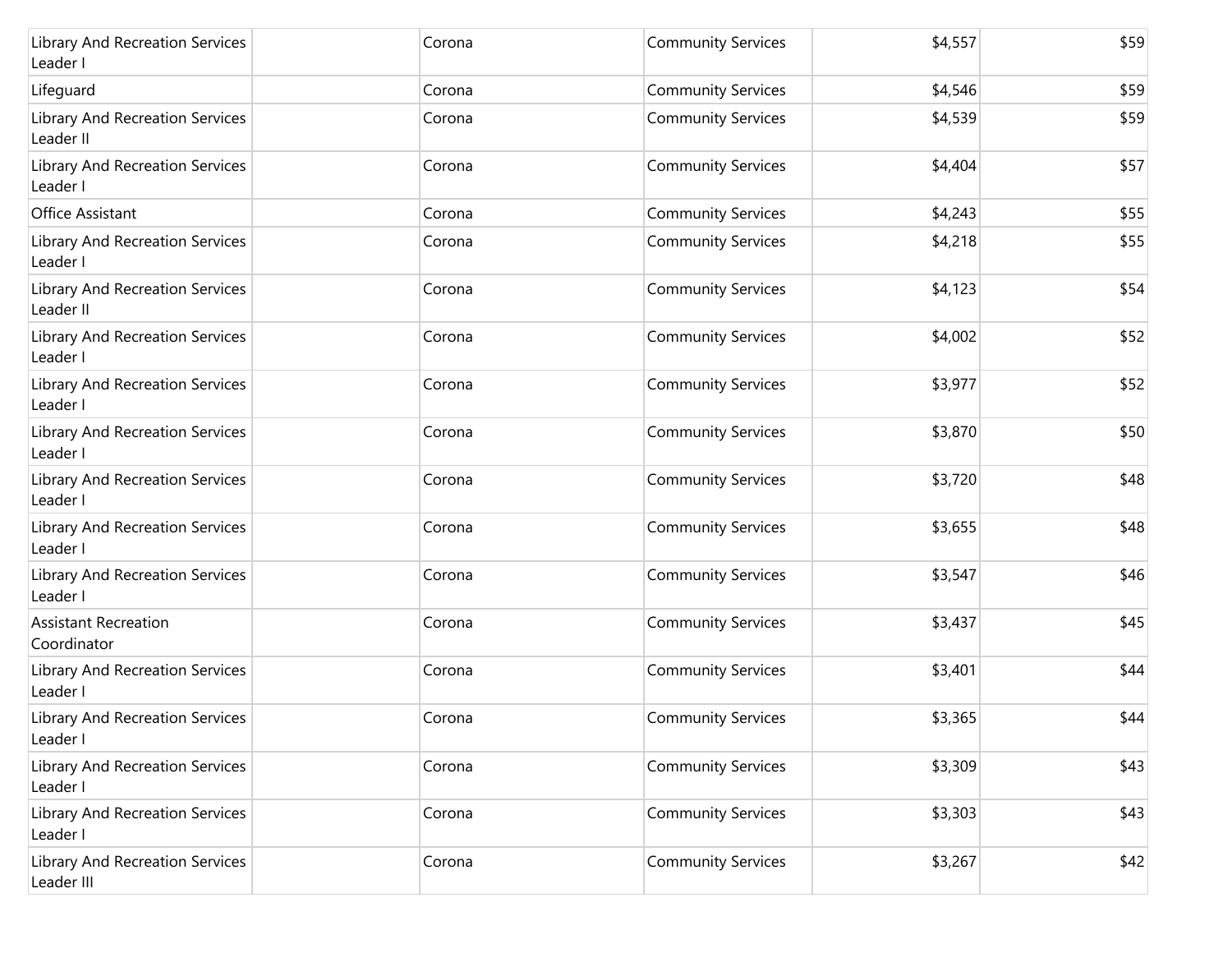| | | | | | |
|---|---|---|---|---|---|
| Library And Recreation Services Leader I | | Corona | Community Services | $4,557 | $59 |
| Lifeguard | | Corona | Community Services | $4,546 | $59 |
| Library And Recreation Services Leader II | | Corona | Community Services | $4,539 | $59 |
| Library And Recreation Services Leader I | | Corona | Community Services | $4,404 | $57 |
| Office Assistant | | Corona | Community Services | $4,243 | $55 |
| Library And Recreation Services Leader I | | Corona | Community Services | $4,218 | $55 |
| Library And Recreation Services Leader II | | Corona | Community Services | $4,123 | $54 |
| Library And Recreation Services Leader I | | Corona | Community Services | $4,002 | $52 |
| Library And Recreation Services Leader I | | Corona | Community Services | $3,977 | $52 |
| Library And Recreation Services Leader I | | Corona | Community Services | $3,870 | $50 |
| Library And Recreation Services Leader I | | Corona | Community Services | $3,720 | $48 |
| Library And Recreation Services Leader I | | Corona | Community Services | $3,655 | $48 |
| Library And Recreation Services Leader I | | Corona | Community Services | $3,547 | $46 |
| Assistant Recreation Coordinator | | Corona | Community Services | $3,437 | $45 |
| Library And Recreation Services Leader I | | Corona | Community Services | $3,401 | $44 |
| Library And Recreation Services Leader I | | Corona | Community Services | $3,365 | $44 |
| Library And Recreation Services Leader I | | Corona | Community Services | $3,309 | $43 |
| Library And Recreation Services Leader I | | Corona | Community Services | $3,303 | $43 |
| Library And Recreation Services Leader III | | Corona | Community Services | $3,267 | $42 |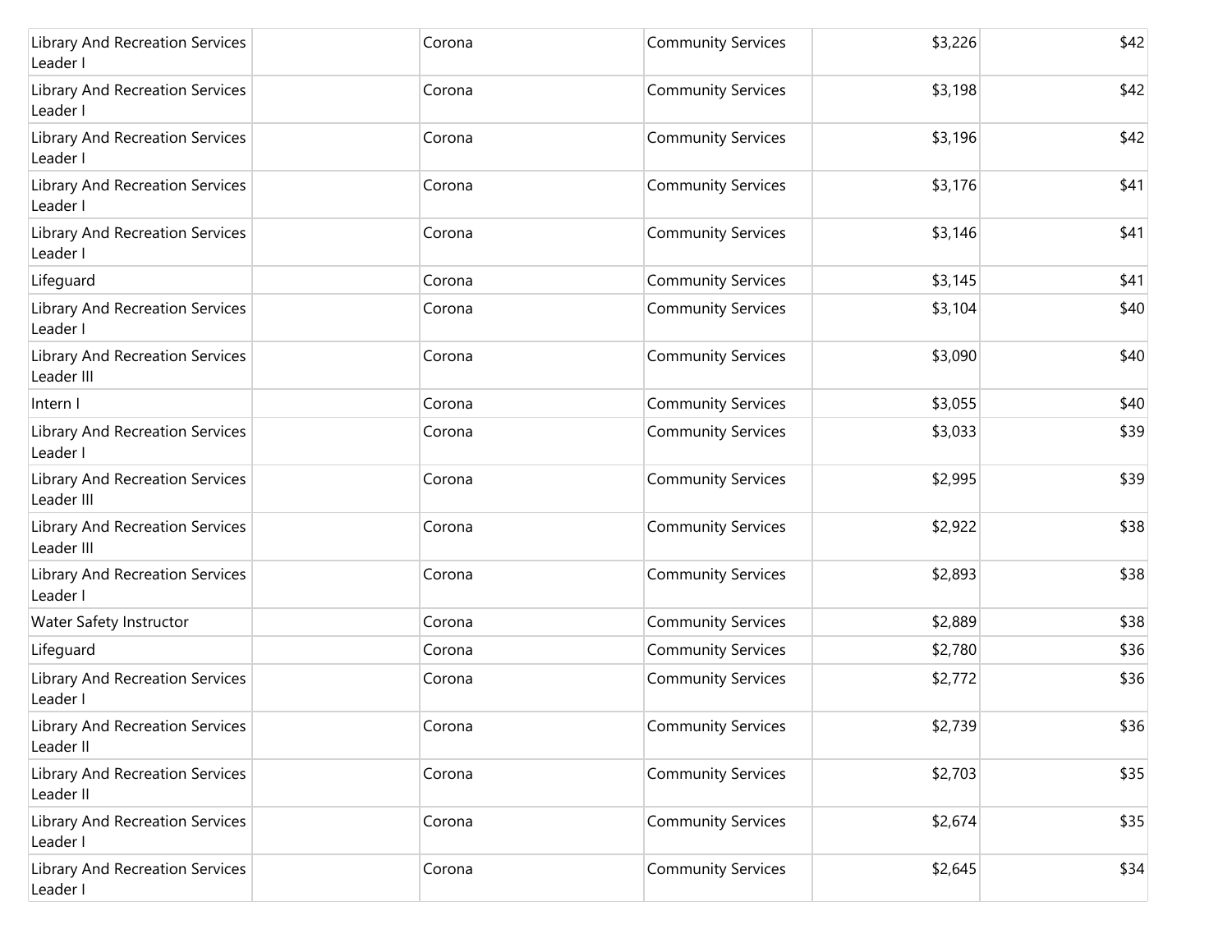| | | | | | |
|---|---|---|---|---|---|
| Library And Recreation Services Leader I | | Corona | Community Services | $3,226 | $42 |
| Library And Recreation Services Leader I | | Corona | Community Services | $3,198 | $42 |
| Library And Recreation Services Leader I | | Corona | Community Services | $3,196 | $42 |
| Library And Recreation Services Leader I | | Corona | Community Services | $3,176 | $41 |
| Library And Recreation Services Leader I | | Corona | Community Services | $3,146 | $41 |
| Lifeguard | | Corona | Community Services | $3,145 | $41 |
| Library And Recreation Services Leader I | | Corona | Community Services | $3,104 | $40 |
| Library And Recreation Services Leader III | | Corona | Community Services | $3,090 | $40 |
| Intern I | | Corona | Community Services | $3,055 | $40 |
| Library And Recreation Services Leader I | | Corona | Community Services | $3,033 | $39 |
| Library And Recreation Services Leader III | | Corona | Community Services | $2,995 | $39 |
| Library And Recreation Services Leader III | | Corona | Community Services | $2,922 | $38 |
| Library And Recreation Services Leader I | | Corona | Community Services | $2,893 | $38 |
| Water Safety Instructor | | Corona | Community Services | $2,889 | $38 |
| Lifeguard | | Corona | Community Services | $2,780 | $36 |
| Library And Recreation Services Leader I | | Corona | Community Services | $2,772 | $36 |
| Library And Recreation Services Leader II | | Corona | Community Services | $2,739 | $36 |
| Library And Recreation Services Leader II | | Corona | Community Services | $2,703 | $35 |
| Library And Recreation Services Leader I | | Corona | Community Services | $2,674 | $35 |
| Library And Recreation Services Leader I | | Corona | Community Services | $2,645 | $34 |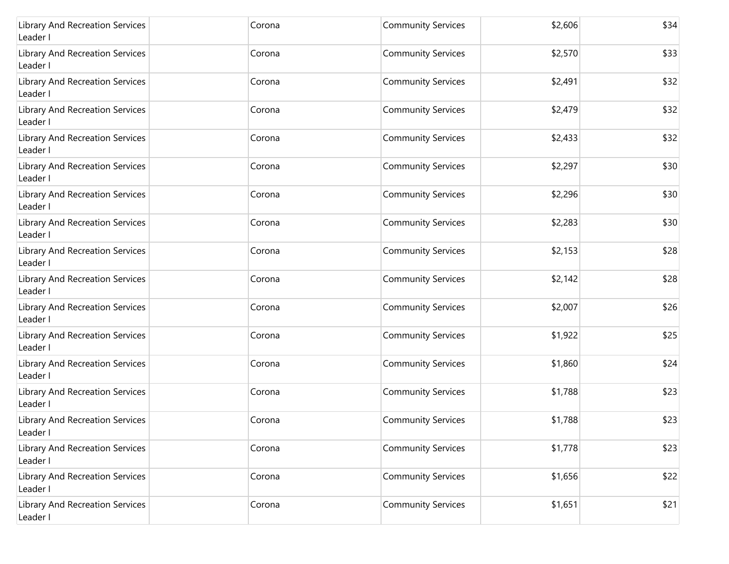| | | | | | |
|---|---|---|---|---|---|
| Library And Recreation Services Leader I | | Corona | Community Services | $2,606 | $34 |
| Library And Recreation Services Leader I | | Corona | Community Services | $2,570 | $33 |
| Library And Recreation Services Leader I | | Corona | Community Services | $2,491 | $32 |
| Library And Recreation Services Leader I | | Corona | Community Services | $2,479 | $32 |
| Library And Recreation Services Leader I | | Corona | Community Services | $2,433 | $32 |
| Library And Recreation Services Leader I | | Corona | Community Services | $2,297 | $30 |
| Library And Recreation Services Leader I | | Corona | Community Services | $2,296 | $30 |
| Library And Recreation Services Leader I | | Corona | Community Services | $2,283 | $30 |
| Library And Recreation Services Leader I | | Corona | Community Services | $2,153 | $28 |
| Library And Recreation Services Leader I | | Corona | Community Services | $2,142 | $28 |
| Library And Recreation Services Leader I | | Corona | Community Services | $2,007 | $26 |
| Library And Recreation Services Leader I | | Corona | Community Services | $1,922 | $25 |
| Library And Recreation Services Leader I | | Corona | Community Services | $1,860 | $24 |
| Library And Recreation Services Leader I | | Corona | Community Services | $1,788 | $23 |
| Library And Recreation Services Leader I | | Corona | Community Services | $1,788 | $23 |
| Library And Recreation Services Leader I | | Corona | Community Services | $1,778 | $23 |
| Library And Recreation Services Leader I | | Corona | Community Services | $1,656 | $22 |
| Library And Recreation Services Leader I | | Corona | Community Services | $1,651 | $21 |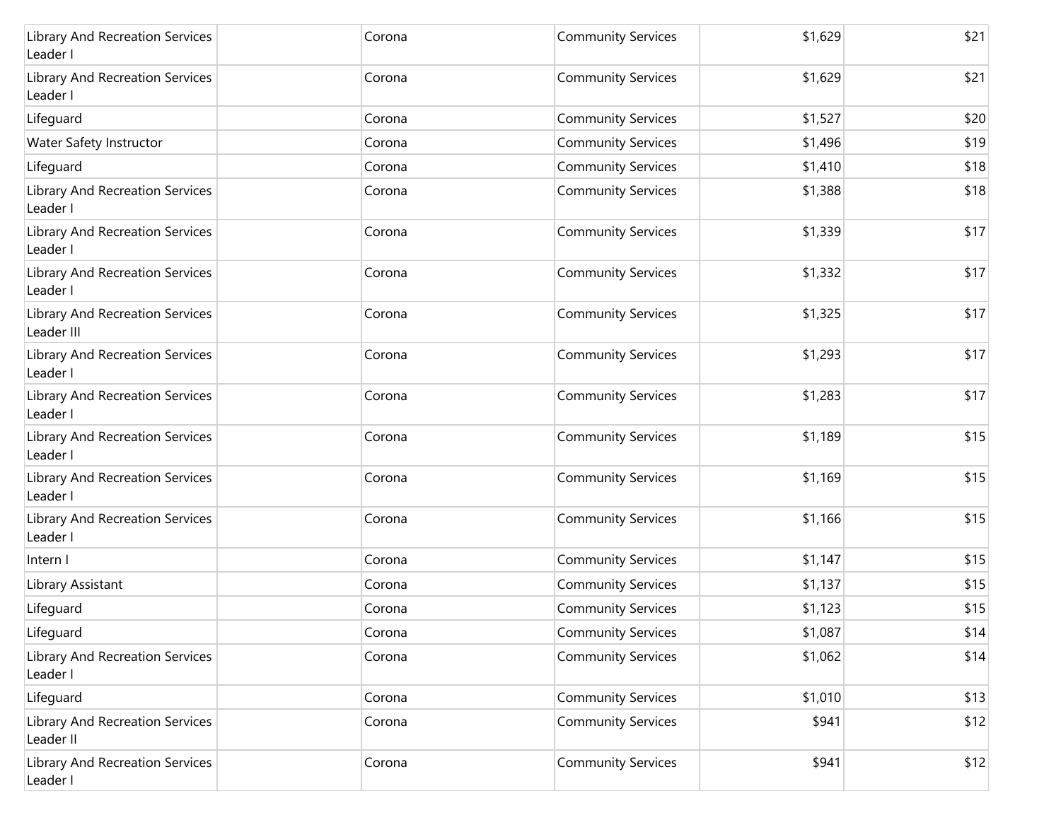| | | | | | |
|---|---|---|---|---|---|
| Library And Recreation Services Leader I | | Corona | Community Services | $1,629 | $21 |
| Library And Recreation Services Leader I | | Corona | Community Services | $1,629 | $21 |
| Lifeguard | | Corona | Community Services | $1,527 | $20 |
| Water Safety Instructor | | Corona | Community Services | $1,496 | $19 |
| Lifeguard | | Corona | Community Services | $1,410 | $18 |
| Library And Recreation Services Leader I | | Corona | Community Services | $1,388 | $18 |
| Library And Recreation Services Leader I | | Corona | Community Services | $1,339 | $17 |
| Library And Recreation Services Leader I | | Corona | Community Services | $1,332 | $17 |
| Library And Recreation Services Leader III | | Corona | Community Services | $1,325 | $17 |
| Library And Recreation Services Leader I | | Corona | Community Services | $1,293 | $17 |
| Library And Recreation Services Leader I | | Corona | Community Services | $1,283 | $17 |
| Library And Recreation Services Leader I | | Corona | Community Services | $1,189 | $15 |
| Library And Recreation Services Leader I | | Corona | Community Services | $1,169 | $15 |
| Library And Recreation Services Leader I | | Corona | Community Services | $1,166 | $15 |
| Intern I | | Corona | Community Services | $1,147 | $15 |
| Library Assistant | | Corona | Community Services | $1,137 | $15 |
| Lifeguard | | Corona | Community Services | $1,123 | $15 |
| Lifeguard | | Corona | Community Services | $1,087 | $14 |
| Library And Recreation Services Leader I | | Corona | Community Services | $1,062 | $14 |
| Lifeguard | | Corona | Community Services | $1,010 | $13 |
| Library And Recreation Services Leader II | | Corona | Community Services | $941 | $12 |
| Library And Recreation Services Leader I | | Corona | Community Services | $941 | $12 |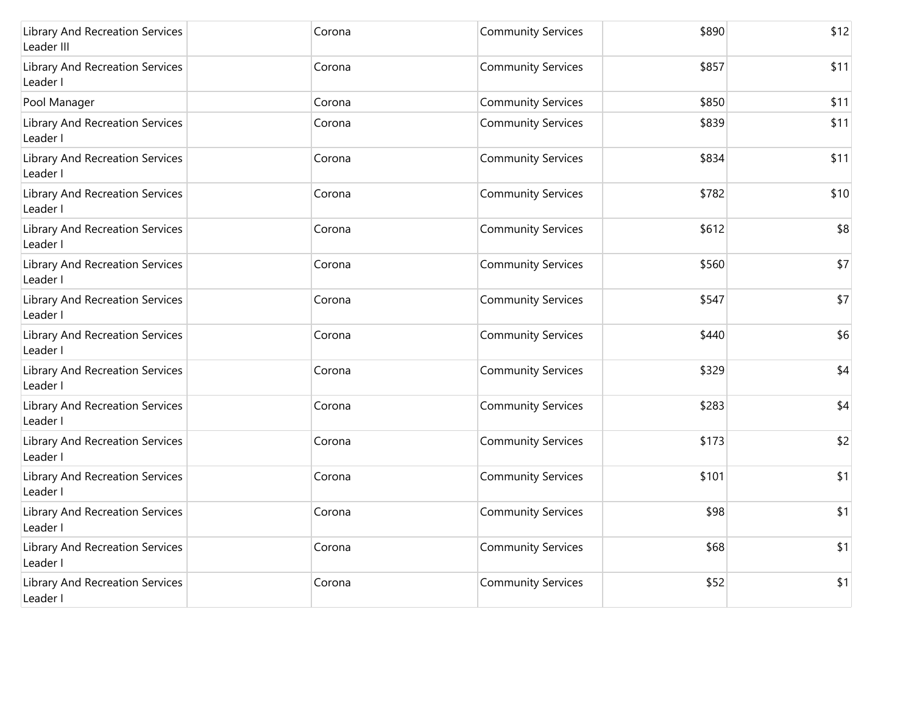| | | | | | |
|---|---|---|---|---|---|
| Library And Recreation Services Leader III | | Corona | Community Services | $890 | $12 |
| Library And Recreation Services Leader I | | Corona | Community Services | $857 | $11 |
| Pool Manager | | Corona | Community Services | $850 | $11 |
| Library And Recreation Services Leader I | | Corona | Community Services | $839 | $11 |
| Library And Recreation Services Leader I | | Corona | Community Services | $834 | $11 |
| Library And Recreation Services Leader I | | Corona | Community Services | $782 | $10 |
| Library And Recreation Services Leader I | | Corona | Community Services | $612 | $8 |
| Library And Recreation Services Leader I | | Corona | Community Services | $560 | $7 |
| Library And Recreation Services Leader I | | Corona | Community Services | $547 | $7 |
| Library And Recreation Services Leader I | | Corona | Community Services | $440 | $6 |
| Library And Recreation Services Leader I | | Corona | Community Services | $329 | $4 |
| Library And Recreation Services Leader I | | Corona | Community Services | $283 | $4 |
| Library And Recreation Services Leader I | | Corona | Community Services | $173 | $2 |
| Library And Recreation Services Leader I | | Corona | Community Services | $101 | $1 |
| Library And Recreation Services Leader I | | Corona | Community Services | $98 | $1 |
| Library And Recreation Services Leader I | | Corona | Community Services | $68 | $1 |
| Library And Recreation Services Leader I | | Corona | Community Services | $52 | $1 |